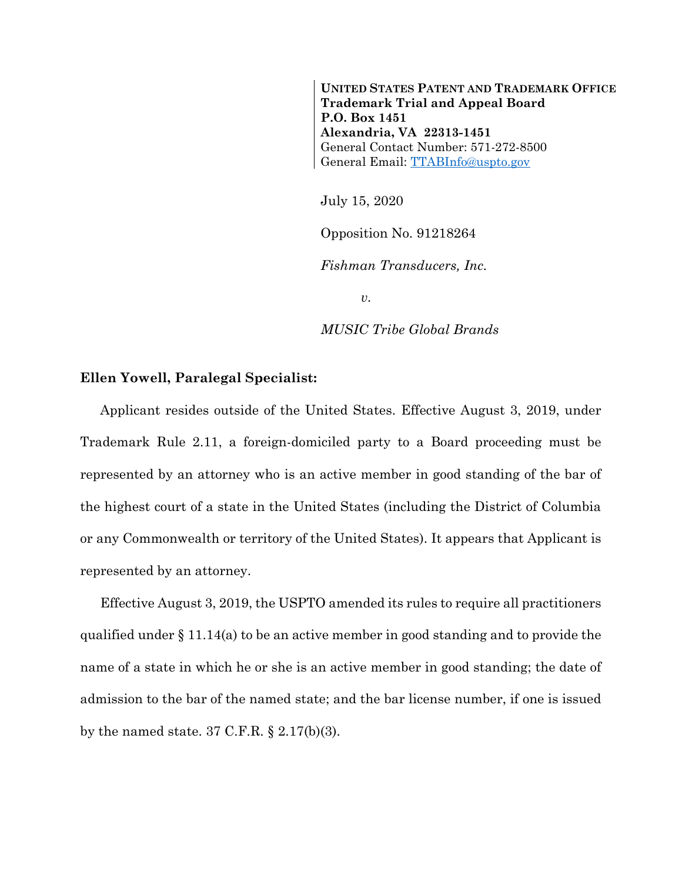**UNITED STATES PATENT AND TRADEMARK OFFICE**
**Trademark Trial and Appeal Board**
**P.O. Box 1451**
**Alexandria, VA 22313-1451**
General Contact Number: 571-272-8500
General Email: TTABInfo@uspto.gov

July 15, 2020

Opposition No. 91218264

*Fishman Transducers, Inc.*

*v.*

*MUSIC Tribe Global Brands*

**Ellen Yowell, Paralegal Specialist:**

Applicant resides outside of the United States. Effective August 3, 2019, under Trademark Rule 2.11, a foreign-domiciled party to a Board proceeding must be represented by an attorney who is an active member in good standing of the bar of the highest court of a state in the United States (including the District of Columbia or any Commonwealth or territory of the United States). It appears that Applicant is represented by an attorney.

Effective August 3, 2019, the USPTO amended its rules to require all practitioners qualified under § 11.14(a) to be an active member in good standing and to provide the name of a state in which he or she is an active member in good standing; the date of admission to the bar of the named state; and the bar license number, if one is issued by the named state. 37 C.F.R. § 2.17(b)(3).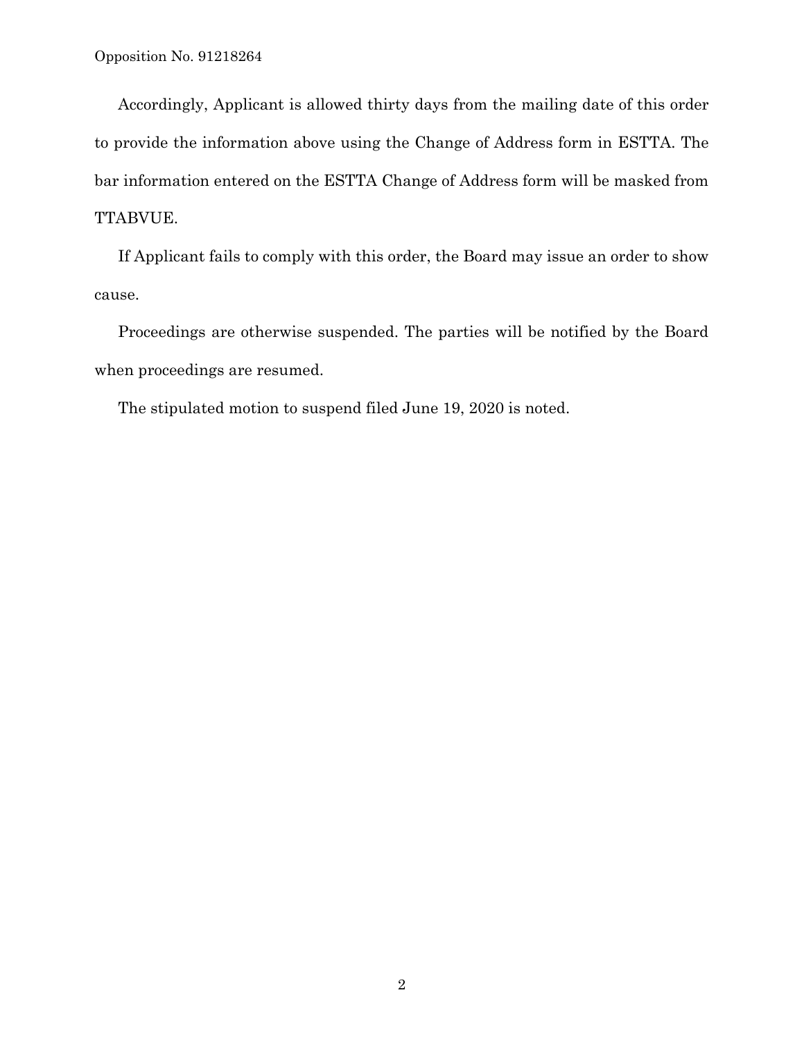Accordingly, Applicant is allowed thirty days from the mailing date of this order to provide the information above using the Change of Address form in ESTTA. The bar information entered on the ESTTA Change of Address form will be masked from TTABVUE.

If Applicant fails to comply with this order, the Board may issue an order to show cause.

Proceedings are otherwise suspended. The parties will be notified by the Board when proceedings are resumed.

The stipulated motion to suspend filed June 19, 2020 is noted.